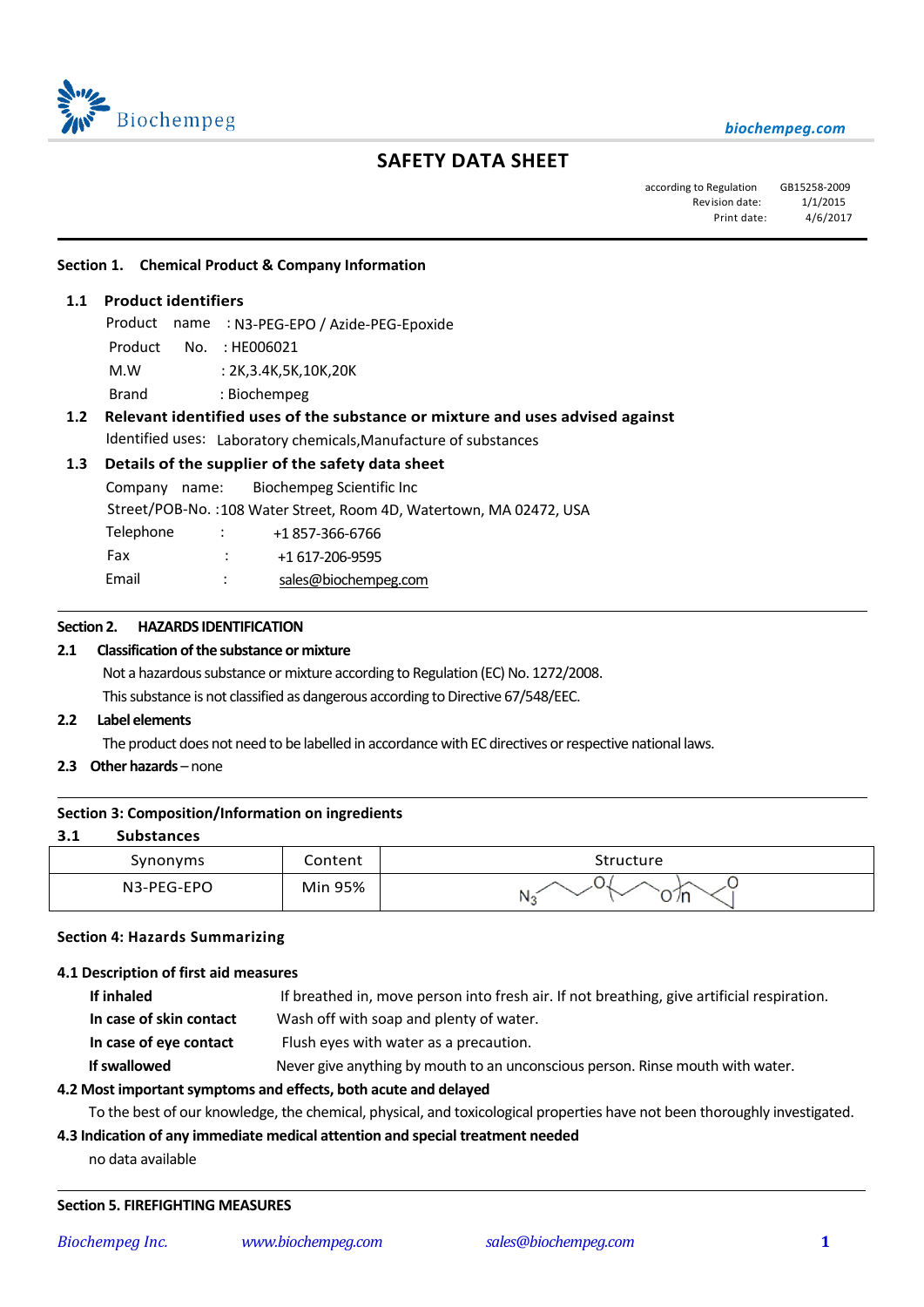Biochempeg

biochempeg.com

# SAFETY DATA SHEET

according to Regulation GB15258-2009
Revision date: 1/1/2015
Print date: 4/6/2017

## Section 1. Chemical Product & Company Information

### 1.1 Product identifiers

Product name : N3-PEG-EPO / Azide-PEG-Epoxide
Product No. : HE006021
M.W : 2K,3.4K,5K,10K,20K
Brand : Biochempeg

### 1.2 Relevant identified uses of the substance or mixture and uses advised against

Identified uses: Laboratory chemicals,Manufacture of substances

### 1.3 Details of the supplier of the safety data sheet

Company name: Biochempeg Scientific Inc
Street/POB-No. :108 Water Street, Room 4D, Watertown, MA 02472, USA
Telephone : +1 857-366-6766
Fax : +1 617-206-9595
Email : sales@biochempeg.com

## Section 2. HAZARDS IDENTIFICATION

### 2.1 Classification of the substance or mixture

Not a hazardous substance or mixture according to Regulation (EC) No. 1272/2008.
This substance is not classified as dangerous according to Directive 67/548/EEC.

### 2.2 Label elements

The product does not need to be labelled in accordance with EC directives or respective national laws.

### 2.3 Other hazards – none

## Section 3: Composition/Information on ingredients

### 3.1 Substances

| Synonyms | Content | Structure |
|---|---|---|
| N3-PEG-EPO | Min 95% | $N_3$–CH₂CH₂–O–(CH₂CH₂O)$_n$–CH₂–epoxide |

## Section 4: Hazards Summarizing

### 4.1 Description of first aid measures

**If inhaled** If breathed in, move person into fresh air. If not breathing, give artificial respiration.
**In case of skin contact** Wash off with soap and plenty of water.
**In case of eye contact** Flush eyes with water as a precaution.
**If swallowed** Never give anything by mouth to an unconscious person. Rinse mouth with water.

### 4.2 Most important symptoms and effects, both acute and delayed

To the best of our knowledge, the chemical, physical, and toxicological properties have not been thoroughly investigated.

### 4.3 Indication of any immediate medical attention and special treatment needed

no data available

## Section 5. FIREFIGHTING MEASURES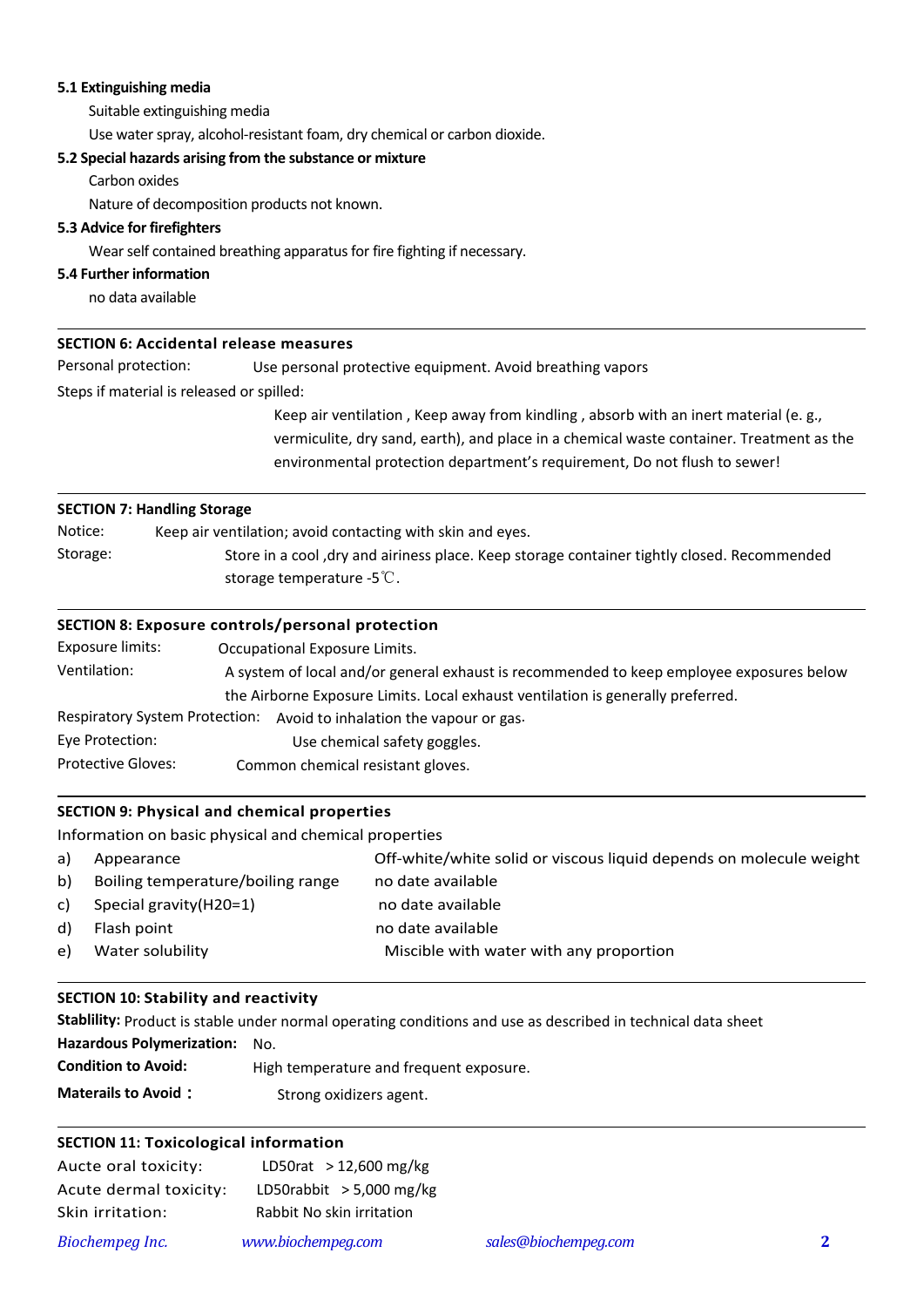**5.1 Extinguishing media**

Suitable extinguishing media

Use water spray, alcohol-resistant foam, dry chemical or carbon dioxide.

**5.2 Special hazards arising from the substance or mixture**

Carbon oxides

Nature of decomposition products not known.

**5.3 Advice for firefighters**

Wear self contained breathing apparatus for fire fighting if necessary.

**5.4 Further information**

no data available

---

**SECTION 6: Accidental release measures**

Personal protection: Use personal protective equipment. Avoid breathing vapors

Steps if material is released or spilled:

Keep air ventilation , Keep away from kindling , absorb with an inert material (e. g., vermiculite, dry sand, earth), and place in a chemical waste container. Treatment as the environmental protection department's requirement, Do not flush to sewer!

---

**SECTION 7: Handling Storage**

Notice: Keep air ventilation; avoid contacting with skin and eyes.

Storage: Store in a cool ,dry and airiness place. Keep storage container tightly closed. Recommended storage temperature -5℃.

---

**SECTION 8: Exposure controls/personal protection**

Exposure limits: Occupational Exposure Limits.

Ventilation: A system of local and/or general exhaust is recommended to keep employee exposures below the Airborne Exposure Limits. Local exhaust ventilation is generally preferred.

Respiratory System Protection: Avoid to inhalation the vapour or gas.

Eye Protection: Use chemical safety goggles.

Protective Gloves: Common chemical resistant gloves.

---

**SECTION 9: Physical and chemical properties**

Information on basic physical and chemical properties

| | | |
|---|---|---|
| a) | Appearance | Off-white/white solid or viscous liquid depends on molecule weight |
| b) | Boiling temperature/boiling range | no date available |
| c) | Special gravity(H20=1) | no date available |
| d) | Flash point | no date available |
| e) | Water solubility | Miscible with water with any proportion |

---

**SECTION 10: Stability and reactivity**

**Stablility:** Product is stable under normal operating conditions and use as described in technical data sheet

**Hazardous Polymerization:** No.

**Condition to Avoid:** High temperature and frequent exposure.

**Materails to Avoid：** Strong oxidizers agent.

---

**SECTION 11: Toxicological information**

Aucte oral toxicity: LD50rat ＞12,600 mg/kg

Acute dermal toxicity: LD50rabbit ＞5,000 mg/kg

Skin irritation: Rabbit No skin irritation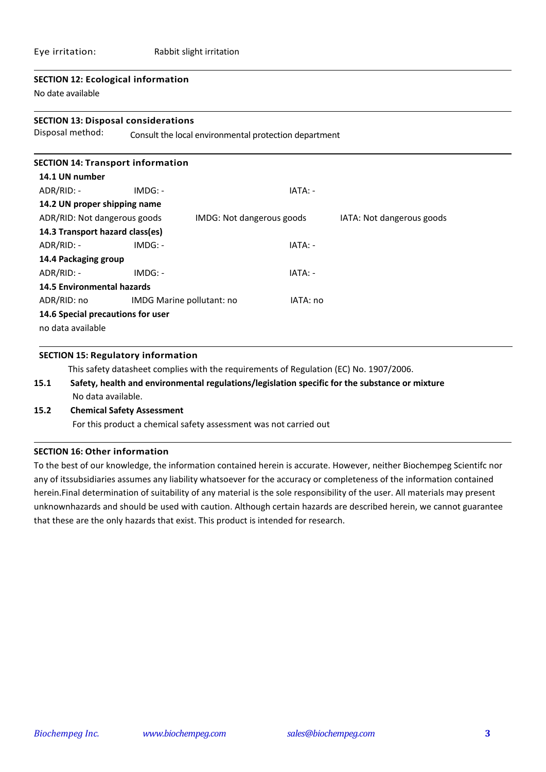Eye irritation: Rabbit slight irritation

## SECTION 12: Ecological information

No date available

## SECTION 13: Disposal considerations

Disposal method: Consult the local environmental protection department

## SECTION 14: Transport information

**14.1 UN number**

| | | |
|---|---|---|
| ADR/RID: - | IMDG: - | IATA: - |

**14.2 UN proper shipping name**

| | | |
|---|---|---|
| ADR/RID: Not dangerous goods | IMDG: Not dangerous goods | IATA: Not dangerous goods |

**14.3 Transport hazard class(es)**

| | | |
|---|---|---|
| ADR/RID: - | IMDG: - | IATA: - |

**14.4 Packaging group**

| | | |
|---|---|---|
| ADR/RID: - | IMDG: - | IATA: - |

**14.5 Environmental hazards**

| | | |
|---|---|---|
| ADR/RID: no | IMDG Marine pollutant: no | IATA: no |

**14.6 Special precautions for user**

no data available

## SECTION 15: Regulatory information

This safety datasheet complies with the requirements of Regulation (EC) No. 1907/2006.

**15.1 Safety, health and environmental regulations/legislation specific for the substance or mixture**

No data available.

**15.2 Chemical Safety Assessment**

For this product a chemical safety assessment was not carried out

## SECTION 16: Other information

To the best of our knowledge, the information contained herein is accurate. However, neither Biochempeg Scientifc nor any of itssubsidiaries assumes any liability whatsoever for the accuracy or completeness of the information contained herein.Final determination of suitability of any material is the sole responsibility of the user. All materials may present unknownhazards and should be used with caution. Although certain hazards are described herein, we cannot guarantee that these are the only hazards that exist. This product is intended for research.